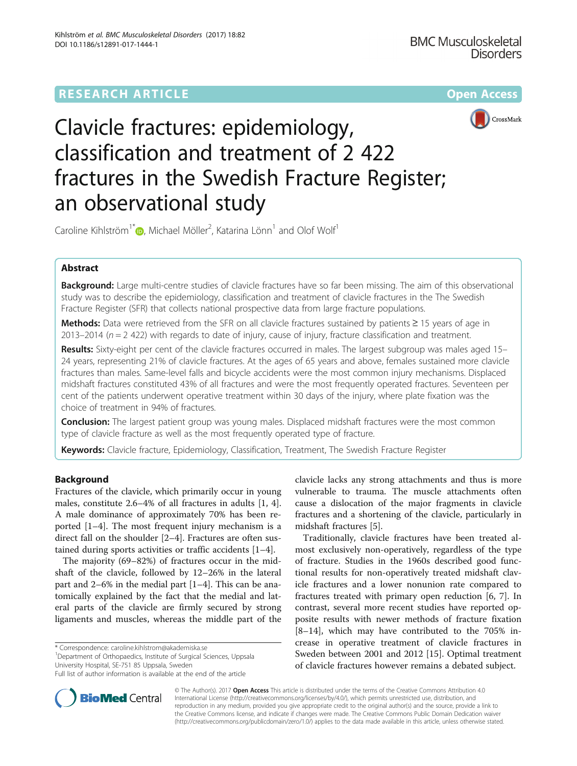RESEARCH ARTICLE

Open Access

# Clavicle fractures: epidemiology, classification and treatment of 2 422 fractures in the Swedish Fracture Register; an observational study

Caroline Kihlström[1*], Michael Möller[2], Katarina Lönn[1] and Olof Wolf[1]

## Abstract

**Background:** Large multi-centre studies of clavicle fractures have so far been missing. The aim of this observational study was to describe the epidemiology, classification and treatment of clavicle fractures in the The Swedish Fracture Register (SFR) that collects national prospective data from large fracture populations.

**Methods:** Data were retrieved from the SFR on all clavicle fractures sustained by patients ≥ 15 years of age in 2013–2014 ($n = 2\ 422$) with regards to date of injury, cause of injury, fracture classification and treatment.

**Results:** Sixty-eight per cent of the clavicle fractures occurred in males. The largest subgroup was males aged 15–24 years, representing 21% of clavicle fractures. At the ages of 65 years and above, females sustained more clavicle fractures than males. Same-level falls and bicycle accidents were the most common injury mechanisms. Displaced midshaft fractures constituted 43% of all fractures and were the most frequently operated fractures. Seventeen per cent of the patients underwent operative treatment within 30 days of the injury, where plate fixation was the choice of treatment in 94% of fractures.

**Conclusion:** The largest patient group was young males. Displaced midshaft fractures were the most common type of clavicle fracture as well as the most frequently operated type of fracture.

**Keywords:** Clavicle fracture, Epidemiology, Classification, Treatment, The Swedish Fracture Register

## Background

Fractures of the clavicle, which primarily occur in young males, constitute 2.6–4% of all fractures in adults [1, 4]. A male dominance of approximately 70% has been reported [1–4]. The most frequent injury mechanism is a direct fall on the shoulder [2–4]. Fractures are often sustained during sports activities or traffic accidents [1–4].

The majority (69–82%) of fractures occur in the midshaft of the clavicle, followed by 12–26% in the lateral part and 2–6% in the medial part [1–4]. This can be anatomically explained by the fact that the medial and lateral parts of the clavicle are firmly secured by strong ligaments and muscles, whereas the middle part of the clavicle lacks any strong attachments and thus is more vulnerable to trauma. The muscle attachments often cause a dislocation of the major fragments in clavicle fractures and a shortening of the clavicle, particularly in midshaft fractures [5].

Traditionally, clavicle fractures have been treated almost exclusively non-operatively, regardless of the type of fracture. Studies in the 1960s described good functional results for non-operatively treated midshaft clavicle fractures and a lower nonunion rate compared to fractures treated with primary open reduction [6, 7]. In contrast, several more recent studies have reported opposite results with newer methods of fracture fixation [8–14], which may have contributed to the 705% increase in operative treatment of clavicle fractures in Sweden between 2001 and 2012 [15]. Optimal treatment of clavicle fractures however remains a debated subject.

\* Correspondence: caroline.kihlstrom@akademiska.se
[1]Department of Orthopaedics, Institute of Surgical Sciences, Uppsala University Hospital, SE-751 85 Uppsala, Sweden
Full list of author information is available at the end of the article

© The Author(s). 2017 **Open Access** This article is distributed under the terms of the Creative Commons Attribution 4.0 International License (http://creativecommons.org/licenses/by/4.0/), which permits unrestricted use, distribution, and reproduction in any medium, provided you give appropriate credit to the original author(s) and the source, provide a link to the Creative Commons license, and indicate if changes were made. The Creative Commons Public Domain Dedication waiver (http://creativecommons.org/publicdomain/zero/1.0/) applies to the data made available in this article, unless otherwise stated.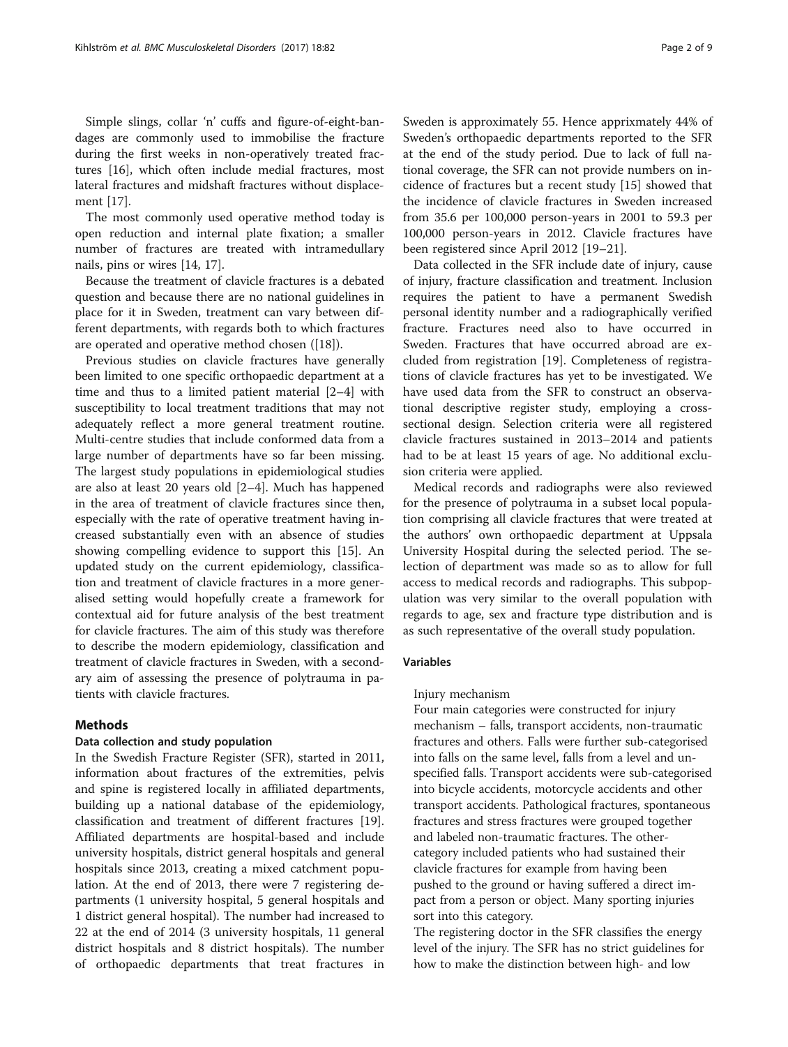Simple slings, collar 'n' cuffs and figure-of-eight-bandages are commonly used to immobilise the fracture during the first weeks in non-operatively treated fractures [16], which often include medial fractures, most lateral fractures and midshaft fractures without displacement [17].

The most commonly used operative method today is open reduction and internal plate fixation; a smaller number of fractures are treated with intramedullary nails, pins or wires [14, 17].

Because the treatment of clavicle fractures is a debated question and because there are no national guidelines in place for it in Sweden, treatment can vary between different departments, with regards both to which fractures are operated and operative method chosen ([18]).

Previous studies on clavicle fractures have generally been limited to one specific orthopaedic department at a time and thus to a limited patient material [2–4] with susceptibility to local treatment traditions that may not adequately reflect a more general treatment routine. Multi-centre studies that include conformed data from a large number of departments have so far been missing. The largest study populations in epidemiological studies are also at least 20 years old [2–4]. Much has happened in the area of treatment of clavicle fractures since then, especially with the rate of operative treatment having increased substantially even with an absence of studies showing compelling evidence to support this [15]. An updated study on the current epidemiology, classification and treatment of clavicle fractures in a more generalised setting would hopefully create a framework for contextual aid for future analysis of the best treatment for clavicle fractures. The aim of this study was therefore to describe the modern epidemiology, classification and treatment of clavicle fractures in Sweden, with a secondary aim of assessing the presence of polytrauma in patients with clavicle fractures.

## Methods

### Data collection and study population

In the Swedish Fracture Register (SFR), started in 2011, information about fractures of the extremities, pelvis and spine is registered locally in affiliated departments, building up a national database of the epidemiology, classification and treatment of different fractures [19]. Affiliated departments are hospital-based and include university hospitals, district general hospitals and general hospitals since 2013, creating a mixed catchment population. At the end of 2013, there were 7 registering departments (1 university hospital, 5 general hospitals and 1 district general hospital). The number had increased to 22 at the end of 2014 (3 university hospitals, 11 general district hospitals and 8 district hospitals). The number of orthopaedic departments that treat fractures in Sweden is approximately 55. Hence apprixmately 44% of Sweden's orthopaedic departments reported to the SFR at the end of the study period. Due to lack of full national coverage, the SFR can not provide numbers on incidence of fractures but a recent study [15] showed that the incidence of clavicle fractures in Sweden increased from 35.6 per 100,000 person-years in 2001 to 59.3 per 100,000 person-years in 2012. Clavicle fractures have been registered since April 2012 [19–21].

Data collected in the SFR include date of injury, cause of injury, fracture classification and treatment. Inclusion requires the patient to have a permanent Swedish personal identity number and a radiographically verified fracture. Fractures need also to have occurred in Sweden. Fractures that have occurred abroad are excluded from registration [19]. Completeness of registrations of clavicle fractures has yet to be investigated. We have used data from the SFR to construct an observational descriptive register study, employing a cross-sectional design. Selection criteria were all registered clavicle fractures sustained in 2013–2014 and patients had to be at least 15 years of age. No additional exclusion criteria were applied.

Medical records and radiographs were also reviewed for the presence of polytrauma in a subset local population comprising all clavicle fractures that were treated at the authors' own orthopaedic department at Uppsala University Hospital during the selected period. The selection of department was made so as to allow for full access to medical records and radiographs. This subpopulation was very similar to the overall population with regards to age, sex and fracture type distribution and is as such representative of the overall study population.

### Variables

Injury mechanism

Four main categories were constructed for injury mechanism – falls, transport accidents, non-traumatic fractures and others. Falls were further sub-categorised into falls on the same level, falls from a level and unspecified falls. Transport accidents were sub-categorised into bicycle accidents, motorcycle accidents and other transport accidents. Pathological fractures, spontaneous fractures and stress fractures were grouped together and labeled non-traumatic fractures. The other-category included patients who had sustained their clavicle fractures for example from having been pushed to the ground or having suffered a direct impact from a person or object. Many sporting injuries sort into this category.

The registering doctor in the SFR classifies the energy level of the injury. The SFR has no strict guidelines for how to make the distinction between high- and low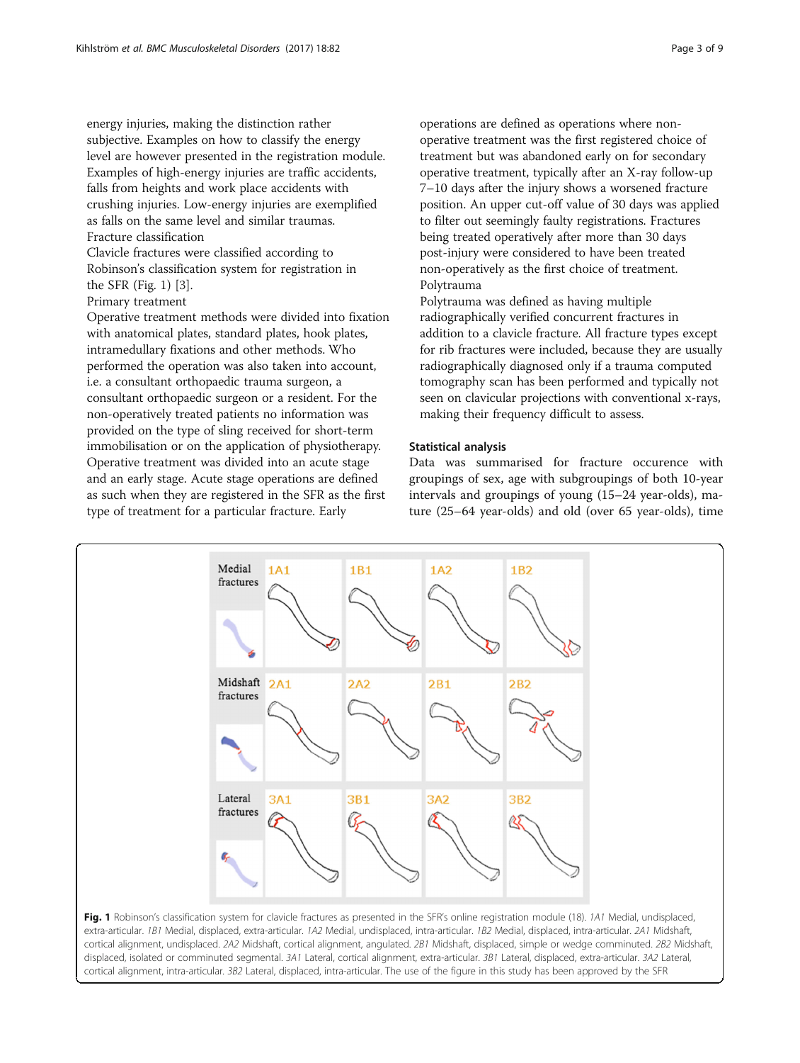energy injuries, making the distinction rather subjective. Examples on how to classify the energy level are however presented in the registration module. Examples of high-energy injuries are traffic accidents, falls from heights and work place accidents with crushing injuries. Low-energy injuries are exemplified as falls on the same level and similar traumas.

Fracture classification

Clavicle fractures were classified according to Robinson's classification system for registration in the SFR (Fig. 1) [3].

Primary treatment

Operative treatment methods were divided into fixation with anatomical plates, standard plates, hook plates, intramedullary fixations and other methods. Who performed the operation was also taken into account, i.e. a consultant orthopaedic trauma surgeon, a consultant orthopaedic surgeon or a resident. For the non-operatively treated patients no information was provided on the type of sling received for short-term immobilisation or on the application of physiotherapy. Operative treatment was divided into an acute stage and an early stage. Acute stage operations are defined as such when they are registered in the SFR as the first type of treatment for a particular fracture. Early operations are defined as operations where non-operative treatment was the first registered choice of treatment but was abandoned early on for secondary operative treatment, typically after an X-ray follow-up 7–10 days after the injury shows a worsened fracture position. An upper cut-off value of 30 days was applied to filter out seemingly faulty registrations. Fractures being treated operatively after more than 30 days post-injury were considered to have been treated non-operatively as the first choice of treatment.

Polytrauma

Polytrauma was defined as having multiple radiographically verified concurrent fractures in addition to a clavicle fracture. All fracture types except for rib fractures were included, because they are usually radiographically diagnosed only if a trauma computed tomography scan has been performed and typically not seen on clavicular projections with conventional x-rays, making their frequency difficult to assess.

## Statistical analysis

Data was summarised for fracture occurence with groupings of sex, age with subgroupings of both 10-year intervals and groupings of young (15–24 year-olds), mature (25–64 year-olds) and old (over 65 year-olds), time

**Fig. 1** Robinson's classification system for clavicle fractures as presented in the SFR's online registration module (18). *1A1* Medial, undisplaced, extra-articular. *1B1* Medial, displaced, extra-articular. *1A2* Medial, undisplaced, intra-articular. *1B2* Medial, displaced, intra-articular. *2A1* Midshaft, cortical alignment, undisplaced. *2A2* Midshaft, cortical alignment, angulated. *2B1* Midshaft, displaced, simple or wedge comminuted. *2B2* Midshaft, displaced, isolated or comminuted segmental. *3A1* Lateral, cortical alignment, extra-articular. *3B1* Lateral, displaced, extra-articular. *3A2* Lateral, cortical alignment, intra-articular. *3B2* Lateral, displaced, intra-articular. The use of the figure in this study has been approved by the SFR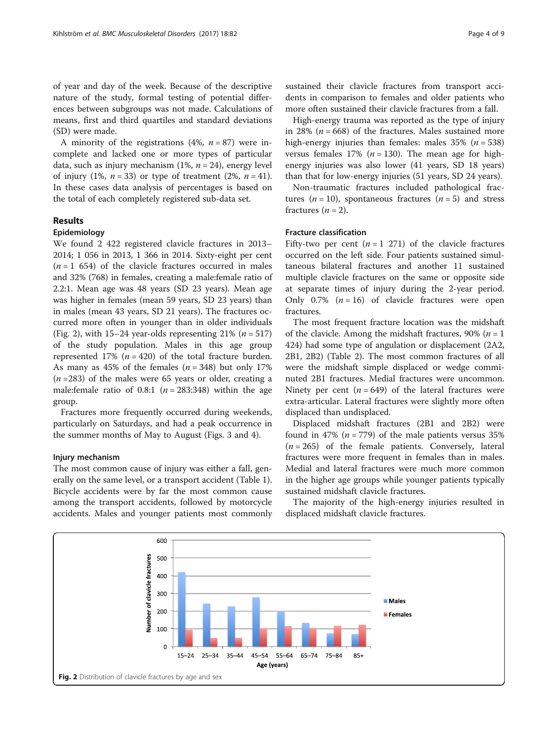of year and day of the week. Because of the descriptive nature of the study, formal testing of potential differences between subgroups was not made. Calculations of means, first and third quartiles and standard deviations (SD) were made.

A minority of the registrations (4%, $n = 87$) were incomplete and lacked one or more types of particular data, such as injury mechanism (1%, $n = 24$), energy level of injury (1%, $n = 33$) or type of treatment (2%, $n = 41$). In these cases data analysis of percentages is based on the total of each completely registered sub-data set.

## Results

### Epidemiology

We found 2 422 registered clavicle fractures in 2013–2014; 1 056 in 2013, 1 366 in 2014. Sixty-eight per cent ($n = 1\ 654$) of the clavicle fractures occurred in males and 32% (768) in females, creating a male:female ratio of 2.2:1. Mean age was 48 years (SD 23 years). Mean age was higher in females (mean 59 years, SD 23 years) than in males (mean 43 years, SD 21 years). The fractures occurred more often in younger than in older individuals (Fig. 2), with 15–24 year-olds representing 21% ($n = 517$) of the study population. Males in this age group represented 17% ($n = 420$) of the total fracture burden. As many as 45% of the females ($n = 348$) but only 17% ($n = 283$) of the males were 65 years or older, creating a male:female ratio of 0.8:1 ($n = 283:348$) within the age group.

Fractures more frequently occurred during weekends, particularly on Saturdays, and had a peak occurrence in the summer months of May to August (Figs. 3 and 4).

### Injury mechanism

The most common cause of injury was either a fall, generally on the same level, or a transport accident (Table 1). Bicycle accidents were by far the most common cause among the transport accidents, followed by motorcycle accidents. Males and younger patients most commonly sustained their clavicle fractures from transport accidents in comparison to females and older patients who more often sustained their clavicle fractures from a fall.

High-energy trauma was reported as the type of injury in 28% ($n = 668$) of the fractures. Males sustained more high-energy injuries than females: males 35% ($n = 538$) versus females 17% ($n = 130$). The mean age for high-energy injuries was also lower (41 years, SD 18 years) than that for low-energy injuries (51 years, SD 24 years).

Non-traumatic fractures included pathological fractures ($n = 10$), spontaneous fractures ($n = 5$) and stress fractures ($n = 2$).

### Fracture classification

Fifty-two per cent ($n = 1\ 271$) of the clavicle fractures occurred on the left side. Four patients sustained simultaneous bilateral fractures and another 11 sustained multiple clavicle fractures on the same or opposite side at separate times of injury during the 2-year period. Only 0.7% ($n = 16$) of clavicle fractures were open fractures.

The most frequent fracture location was the midshaft of the clavicle. Among the midshaft fractures, 90% ($n = 1\ 424$) had some type of angulation or displacement (2A2, 2B1, 2B2) (Table 2). The most common fractures of all were the midshaft simple displaced or wedge comminuted 2B1 fractures. Medial fractures were uncommon. Ninety per cent ($n = 649$) of the lateral fractures were extra-articular. Lateral fractures were slightly more often displaced than undisplaced.

Displaced midshaft fractures (2B1 and 2B2) were found in 47% ($n = 779$) of the male patients versus 35% ($n = 265$) of the female patients. Conversely, lateral fractures were more frequent in females than in males. Medial and lateral fractures were much more common in the higher age groups while younger patients typically sustained midshaft clavicle fractures.

The majority of the high-energy injuries resulted in displaced midshaft clavicle fractures.

**Fig. 2** Distribution of clavicle fractures by age and sex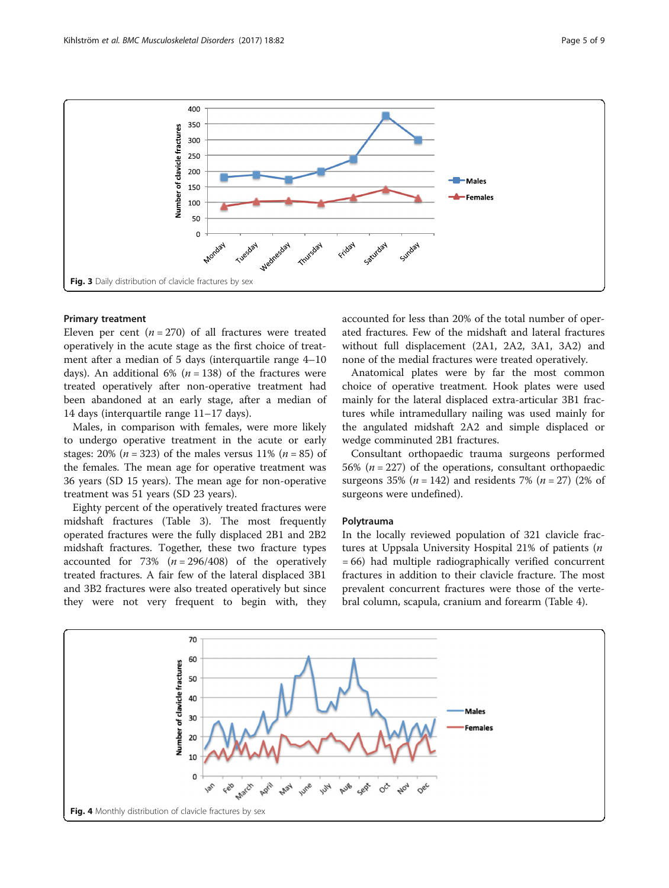Fig. 3 Daily distribution of clavicle fractures by sex

### Primary treatment

Eleven per cent ($n = 270$) of all fractures were treated operatively in the acute stage as the first choice of treatment after a median of 5 days (interquartile range 4–10 days). An additional 6% ($n = 138$) of the fractures were treated operatively after non-operative treatment had been abandoned at an early stage, after a median of 14 days (interquartile range 11–17 days).

Males, in comparison with females, were more likely to undergo operative treatment in the acute or early stages: 20% ($n = 323$) of the males versus 11% ($n = 85$) of the females. The mean age for operative treatment was 36 years (SD 15 years). The mean age for non-operative treatment was 51 years (SD 23 years).

Eighty percent of the operatively treated fractures were midshaft fractures (Table 3). The most frequently operated fractures were the fully displaced 2B1 and 2B2 midshaft fractures. Together, these two fracture types accounted for 73% ($n = 296/408$) of the operatively treated fractures. A fair few of the lateral displaced 3B1 and 3B2 fractures were also treated operatively but since they were not very frequent to begin with, they accounted for less than 20% of the total number of operated fractures. Few of the midshaft and lateral fractures without full displacement (2A1, 2A2, 3A1, 3A2) and none of the medial fractures were treated operatively.

Anatomical plates were by far the most common choice of operative treatment. Hook plates were used mainly for the lateral displaced extra-articular 3B1 fractures while intramedullary nailing was used mainly for the angulated midshaft 2A2 and simple displaced or wedge comminuted 2B1 fractures.

Consultant orthopaedic trauma surgeons performed 56% ($n = 227$) of the operations, consultant orthopaedic surgeons 35% ($n = 142$) and residents 7% ($n = 27$) (2% of surgeons were undefined).

### Polytrauma

In the locally reviewed population of 321 clavicle fractures at Uppsala University Hospital 21% of patients ($n = 66$) had multiple radiographically verified concurrent fractures in addition to their clavicle fracture. The most prevalent concurrent fractures were those of the vertebral column, scapula, cranium and forearm (Table 4).

Fig. 4 Monthly distribution of clavicle fractures by sex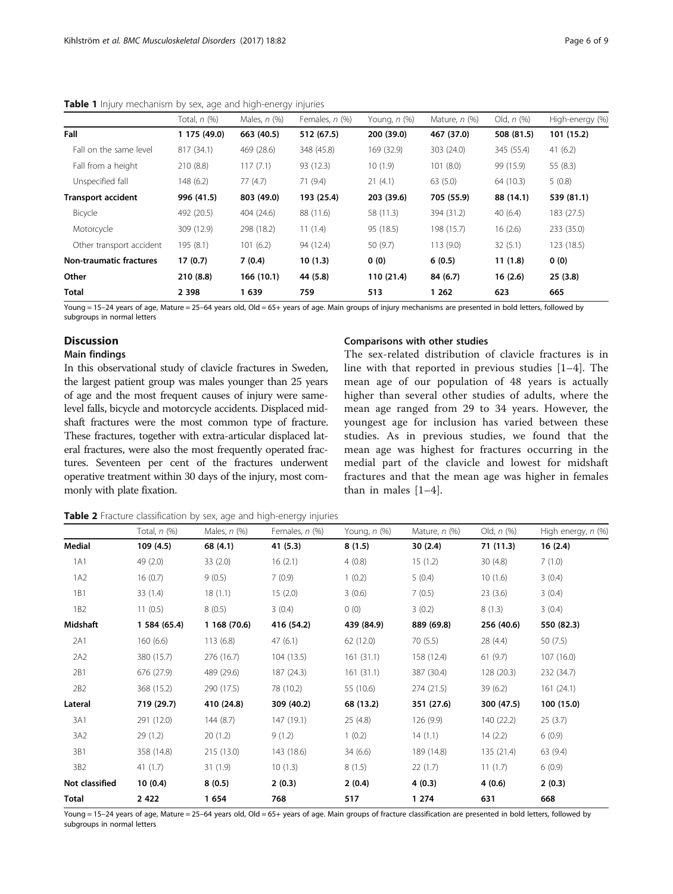**Table 1** Injury mechanism by sex, age and high-energy injuries

| | Total, *n* (%) | Males, *n* (%) | Females, *n* (%) | Young, *n* (%) | Mature, *n* (%) | Old, *n* (%) | High-energy (%) |
|---|---|---|---|---|---|---|---|
| **Fall** | **1 175 (49.0)** | **663 (40.5)** | **512 (67.5)** | **200 (39.0)** | **467 (37.0)** | **508 (81.5)** | **101 (15.2)** |
| Fall on the same level | 817 (34.1) | 469 (28.6) | 348 (45.8) | 169 (32.9) | 303 (24.0) | 345 (55.4) | 41 (6.2) |
| Fall from a height | 210 (8.8) | 117 (7.1) | 93 (12.3) | 10 (1.9) | 101 (8.0) | 99 (15.9) | 55 (8.3) |
| Unspecified fall | 148 (6.2) | 77 (4.7) | 71 (9.4) | 21 (4.1) | 63 (5.0) | 64 (10.3) | 5 (0.8) |
| **Transport accident** | **996 (41.5)** | **803 (49.0)** | **193 (25.4)** | **203 (39.6)** | **705 (55.9)** | **88 (14.1)** | **539 (81.1)** |
| Bicycle | 492 (20.5) | 404 (24.6) | 88 (11.6) | 58 (11.3) | 394 (31.2) | 40 (6.4) | 183 (27.5) |
| Motorcycle | 309 (12.9) | 298 (18.2) | 11 (1.4) | 95 (18.5) | 198 (15.7) | 16 (2.6) | 233 (35.0) |
| Other transport accident | 195 (8.1) | 101 (6.2) | 94 (12.4) | 50 (9.7) | 113 (9.0) | 32 (5.1) | 123 (18.5) |
| **Non-traumatic fractures** | **17 (0.7)** | **7 (0.4)** | **10 (1.3)** | **0 (0)** | **6 (0.5)** | **11 (1.8)** | **0 (0)** |
| **Other** | **210 (8.8)** | **166 (10.1)** | **44 (5.8)** | **110 (21.4)** | **84 (6.7)** | **16 (2.6)** | **25 (3.8)** |
| **Total** | **2 398** | **1 639** | **759** | **513** | **1 262** | **623** | **665** |

Young = 15–24 years of age, Mature = 25–64 years old, Old = 65+ years of age. Main groups of injury mechanisms are presented in bold letters, followed by subgroups in normal letters

## Discussion

### Main findings

In this observational study of clavicle fractures in Sweden, the largest patient group was males younger than 25 years of age and the most frequent causes of injury were same-level falls, bicycle and motorcycle accidents. Displaced midshaft fractures were the most common type of fracture. These fractures, together with extra-articular displaced lateral fractures, were also the most frequently operated fractures. Seventeen per cent of the fractures underwent operative treatment within 30 days of the injury, most commonly with plate fixation.

### Comparisons with other studies

The sex-related distribution of clavicle fractures is in line with that reported in previous studies [1–4]. The mean age of our population of 48 years is actually higher than several other studies of adults, where the mean age ranged from 29 to 34 years. However, the youngest age for inclusion has varied between these studies. As in previous studies, we found that the mean age was highest for fractures occurring in the medial part of the clavicle and lowest for midshaft fractures and that the mean age was higher in females than in males [1–4].

**Table 2** Fracture classification by sex, age and high-energy injuries

| | Total, *n* (%) | Males, *n* (%) | Females, *n* (%) | Young, *n* (%) | Mature, *n* (%) | Old, *n* (%) | High energy, *n* (%) |
|---|---|---|---|---|---|---|---|
| **Medial** | **109 (4.5)** | **68 (4.1)** | **41 (5.3)** | **8 (1.5)** | **30 (2.4)** | **71 (11.3)** | **16 (2.4)** |
| 1A1 | 49 (2.0) | 33 (2.0) | 16 (2.1) | 4 (0.8) | 15 (1.2) | 30 (4.8) | 7 (1.0) |
| 1A2 | 16 (0.7) | 9 (0.5) | 7 (0.9) | 1 (0.2) | 5 (0.4) | 10 (1.6) | 3 (0.4) |
| 1B1 | 33 (1.4) | 18 (1.1) | 15 (2.0) | 3 (0.6) | 7 (0.5) | 23 (3.6) | 3 (0.4) |
| 1B2 | 11 (0.5) | 8 (0.5) | 3 (0.4) | 0 (0) | 3 (0.2) | 8 (1.3) | 3 (0.4) |
| **Midshaft** | **1 584 (65.4)** | **1 168 (70.6)** | **416 (54.2)** | **439 (84.9)** | **889 (69.8)** | **256 (40.6)** | **550 (82.3)** |
| 2A1 | 160 (6.6) | 113 (6.8) | 47 (6.1) | 62 (12.0) | 70 (5.5) | 28 (4.4) | 50 (7.5) |
| 2A2 | 380 (15.7) | 276 (16.7) | 104 (13.5) | 161 (31.1) | 158 (12.4) | 61 (9.7) | 107 (16.0) |
| 2B1 | 676 (27.9) | 489 (29.6) | 187 (24.3) | 161 (31.1) | 387 (30.4) | 128 (20.3) | 232 (34.7) |
| 2B2 | 368 (15.2) | 290 (17.5) | 78 (10.2) | 55 (10.6) | 274 (21.5) | 39 (6.2) | 161 (24.1) |
| **Lateral** | **719 (29.7)** | **410 (24.8)** | **309 (40.2)** | **68 (13.2)** | **351 (27.6)** | **300 (47.5)** | **100 (15.0)** |
| 3A1 | 291 (12.0) | 144 (8.7) | 147 (19.1) | 25 (4.8) | 126 (9.9) | 140 (22.2) | 25 (3.7) |
| 3A2 | 29 (1.2) | 20 (1.2) | 9 (1.2) | 1 (0.2) | 14 (1.1) | 14 (2.2) | 6 (0.9) |
| 3B1 | 358 (14.8) | 215 (13.0) | 143 (18.6) | 34 (6.6) | 189 (14.8) | 135 (21.4) | 63 (9.4) |
| 3B2 | 41 (1.7) | 31 (1.9) | 10 (1.3) | 8 (1.5) | 22 (1.7) | 11 (1.7) | 6 (0.9) |
| **Not classified** | **10 (0.4)** | **8 (0.5)** | **2 (0.3)** | **2 (0.4)** | **4 (0.3)** | **4 (0.6)** | **2 (0.3)** |
| **Total** | **2 422** | **1 654** | **768** | **517** | **1 274** | **631** | **668** |

Young = 15–24 years of age, Mature = 25–64 years old, Old = 65+ years of age. Main groups of fracture classification are presented in bold letters, followed by subgroups in normal letters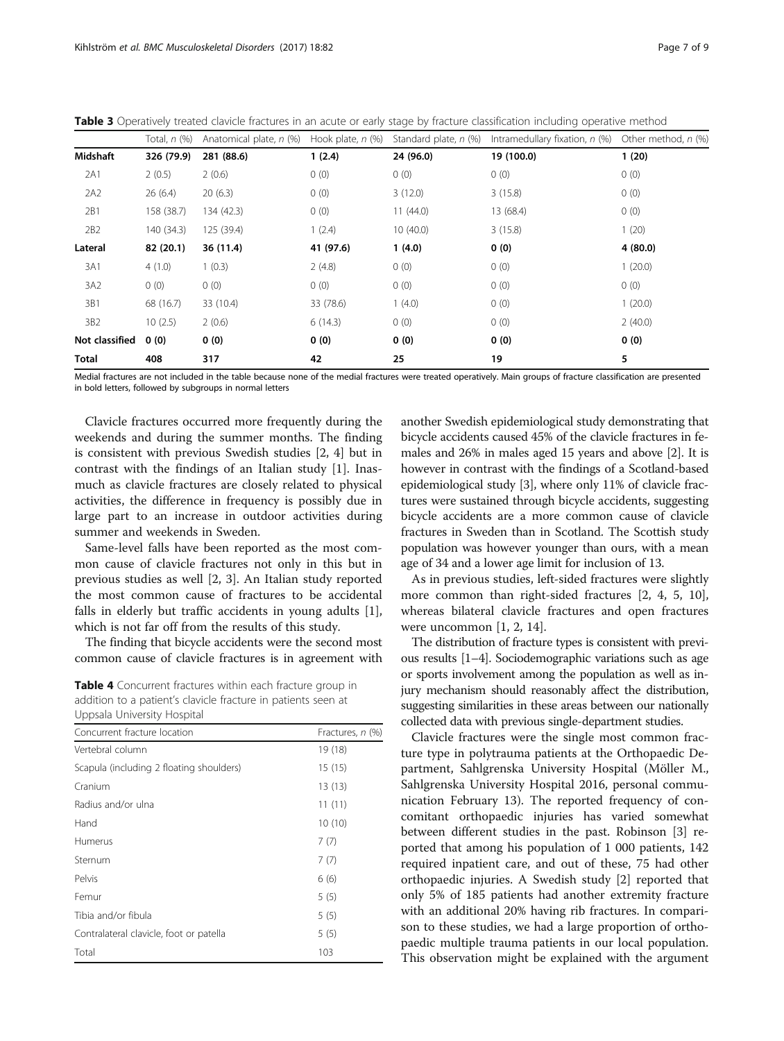**Table 3** Operatively treated clavicle fractures in an acute or early stage by fracture classification including operative method

| | Total, *n* (%) | Anatomical plate, *n* (%) | Hook plate, *n* (%) | Standard plate, *n* (%) | Intramedullary fixation, *n* (%) | Other method, *n* (%) |
|---|---|---|---|---|---|---|
| **Midshaft** | **326 (79.9)** | **281 (88.6)** | **1 (2.4)** | **24 (96.0)** | **19 (100.0)** | **1 (20)** |
| 2A1 | 2 (0.5) | 2 (0.6) | 0 (0) | 0 (0) | 0 (0) | 0 (0) |
| 2A2 | 26 (6.4) | 20 (6.3) | 0 (0) | 3 (12.0) | 3 (15.8) | 0 (0) |
| 2B1 | 158 (38.7) | 134 (42.3) | 0 (0) | 11 (44.0) | 13 (68.4) | 0 (0) |
| 2B2 | 140 (34.3) | 125 (39.4) | 1 (2.4) | 10 (40.0) | 3 (15.8) | 1 (20) |
| **Lateral** | **82 (20.1)** | **36 (11.4)** | **41 (97.6)** | **1 (4.0)** | **0 (0)** | **4 (80.0)** |
| 3A1 | 4 (1.0) | 1 (0.3) | 2 (4.8) | 0 (0) | 0 (0) | 1 (20.0) |
| 3A2 | 0 (0) | 0 (0) | 0 (0) | 0 (0) | 0 (0) | 0 (0) |
| 3B1 | 68 (16.7) | 33 (10.4) | 33 (78.6) | 1 (4.0) | 0 (0) | 1 (20.0) |
| 3B2 | 10 (2.5) | 2 (0.6) | 6 (14.3) | 0 (0) | 0 (0) | 2 (40.0) |
| **Not classified** | **0 (0)** | **0 (0)** | **0 (0)** | **0 (0)** | **0 (0)** | **0 (0)** |
| **Total** | **408** | **317** | **42** | **25** | **19** | **5** |

Medial fractures are not included in the table because none of the medial fractures were treated operatively. Main groups of fracture classification are presented in bold letters, followed by subgroups in normal letters

Clavicle fractures occurred more frequently during the weekends and during the summer months. The finding is consistent with previous Swedish studies [2, 4] but in contrast with the findings of an Italian study [1]. Inasmuch as clavicle fractures are closely related to physical activities, the difference in frequency is possibly due in large part to an increase in outdoor activities during summer and weekends in Sweden.

Same-level falls have been reported as the most common cause of clavicle fractures not only in this but in previous studies as well [2, 3]. An Italian study reported the most common cause of fractures to be accidental falls in elderly but traffic accidents in young adults [1], which is not far off from the results of this study.

The finding that bicycle accidents were the second most common cause of clavicle fractures is in agreement with another Swedish epidemiological study demonstrating that bicycle accidents caused 45% of the clavicle fractures in females and 26% in males aged 15 years and above [2]. It is however in contrast with the findings of a Scotland-based epidemiological study [3], where only 11% of clavicle fractures were sustained through bicycle accidents, suggesting bicycle accidents are a more common cause of clavicle fractures in Sweden than in Scotland. The Scottish study population was however younger than ours, with a mean age of 34 and a lower age limit for inclusion of 13.

**Table 4** Concurrent fractures within each fracture group in addition to a patient's clavicle fracture in patients seen at Uppsala University Hospital

| Concurrent fracture location | Fractures, *n* (%) |
|---|---|
| Vertebral column | 19 (18) |
| Scapula (including 2 floating shoulders) | 15 (15) |
| Cranium | 13 (13) |
| Radius and/or ulna | 11 (11) |
| Hand | 10 (10) |
| Humerus | 7 (7) |
| Sternum | 7 (7) |
| Pelvis | 6 (6) |
| Femur | 5 (5) |
| Tibia and/or fibula | 5 (5) |
| Contralateral clavicle, foot or patella | 5 (5) |
| Total | 103 |

As in previous studies, left-sided fractures were slightly more common than right-sided fractures [2, 4, 5, 10], whereas bilateral clavicle fractures and open fractures were uncommon [1, 2, 14].

The distribution of fracture types is consistent with previous results [1–4]. Sociodemographic variations such as age or sports involvement among the population as well as injury mechanism should reasonably affect the distribution, suggesting similarities in these areas between our nationally collected data with previous single-department studies.

Clavicle fractures were the single most common fracture type in polytrauma patients at the Orthopaedic Department, Sahlgrenska University Hospital (Möller M., Sahlgrenska University Hospital 2016, personal communication February 13). The reported frequency of concomitant orthopaedic injuries has varied somewhat between different studies in the past. Robinson [3] reported that among his population of 1 000 patients, 142 required inpatient care, and out of these, 75 had other orthopaedic injuries. A Swedish study [2] reported that only 5% of 185 patients had another extremity fracture with an additional 20% having rib fractures. In comparison to these studies, we had a large proportion of orthopaedic multiple trauma patients in our local population. This observation might be explained with the argument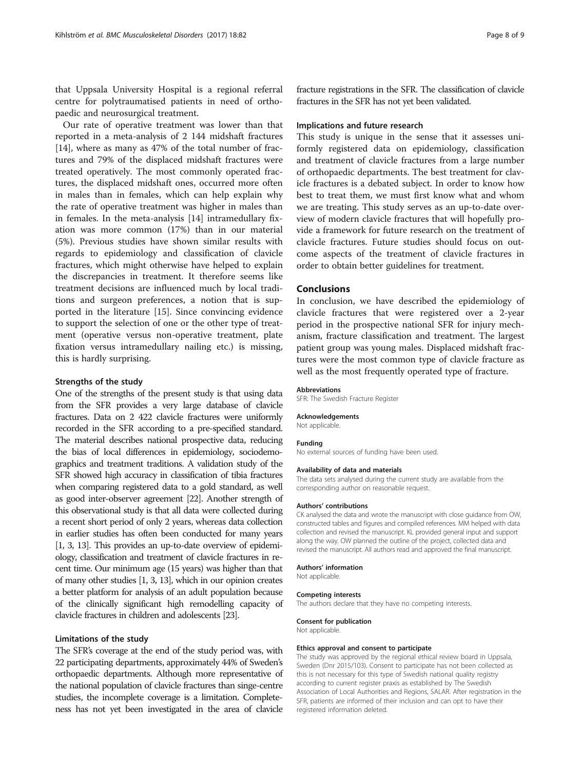that Uppsala University Hospital is a regional referral centre for polytraumatised patients in need of orthopaedic and neurosurgical treatment.

Our rate of operative treatment was lower than that reported in a meta-analysis of 2 144 midshaft fractures [14], where as many as 47% of the total number of fractures and 79% of the displaced midshaft fractures were treated operatively. The most commonly operated fractures, the displaced midshaft ones, occurred more often in males than in females, which can help explain why the rate of operative treatment was higher in males than in females. In the meta-analysis [14] intramedullary fixation was more common (17%) than in our material (5%). Previous studies have shown similar results with regards to epidemiology and classification of clavicle fractures, which might otherwise have helped to explain the discrepancies in treatment. It therefore seems like treatment decisions are influenced much by local traditions and surgeon preferences, a notion that is supported in the literature [15]. Since convincing evidence to support the selection of one or the other type of treatment (operative versus non-operative treatment, plate fixation versus intramedullary nailing etc.) is missing, this is hardly surprising.

### Strengths of the study

One of the strengths of the present study is that using data from the SFR provides a very large database of clavicle fractures. Data on 2 422 clavicle fractures were uniformly recorded in the SFR according to a pre-specified standard. The material describes national prospective data, reducing the bias of local differences in epidemiology, sociodemographics and treatment traditions. A validation study of the SFR showed high accuracy in classification of tibia fractures when comparing registered data to a gold standard, as well as good inter-observer agreement [22]. Another strength of this observational study is that all data were collected during a recent short period of only 2 years, whereas data collection in earlier studies has often been conducted for many years [1, 3, 13]. This provides an up-to-date overview of epidemiology, classification and treatment of clavicle fractures in recent time. Our minimum age (15 years) was higher than that of many other studies [1, 3, 13], which in our opinion creates a better platform for analysis of an adult population because of the clinically significant high remodelling capacity of clavicle fractures in children and adolescents [23].

### Limitations of the study

The SFR's coverage at the end of the study period was, with 22 participating departments, approximately 44% of Sweden's orthopaedic departments. Although more representative of the national population of clavicle fractures than singe-centre studies, the incomplete coverage is a limitation. Completeness has not yet been investigated in the area of clavicle fracture registrations in the SFR. The classification of clavicle fractures in the SFR has not yet been validated.

### Implications and future research

This study is unique in the sense that it assesses uniformly registered data on epidemiology, classification and treatment of clavicle fractures from a large number of orthopaedic departments. The best treatment for clavicle fractures is a debated subject. In order to know how best to treat them, we must first know what and whom we are treating. This study serves as an up-to-date overview of modern clavicle fractures that will hopefully provide a framework for future research on the treatment of clavicle fractures. Future studies should focus on outcome aspects of the treatment of clavicle fractures in order to obtain better guidelines for treatment.

## Conclusions

In conclusion, we have described the epidemiology of clavicle fractures that were registered over a 2-year period in the prospective national SFR for injury mechanism, fracture classification and treatment. The largest patient group was young males. Displaced midshaft fractures were the most common type of clavicle fracture as well as the most frequently operated type of fracture.

#### Abbreviations

SFR: The Swedish Fracture Register

#### Acknowledgements

Not applicable.

#### Funding

No external sources of funding have been used.

#### Availability of data and materials

The data sets analysed during the current study are available from the corresponding author on reasonable request.

#### Authors' contributions

CK analysed the data and wrote the manuscript with close guidance from OW, constructed tables and figures and compiled references. MM helped with data collection and revised the manuscript. KL provided general input and support along the way. OW planned the outline of the project, collected data and revised the manuscript. All authors read and approved the final manuscript.

#### Authors' information

Not applicable.

#### Competing interests

The authors declare that they have no competing interests.

#### Consent for publication

Not applicable.

#### Ethics approval and consent to participate

The study was approved by the regional ethical review board in Uppsala, Sweden (Dnr 2015/103). Consent to participate has not been collected as this is not necessary for this type of Swedish national quality registry according to current register praxis as established by The Swedish Association of Local Authorities and Regions, SALAR. After registration in the SFR, patients are informed of their inclusion and can opt to have their registered information deleted.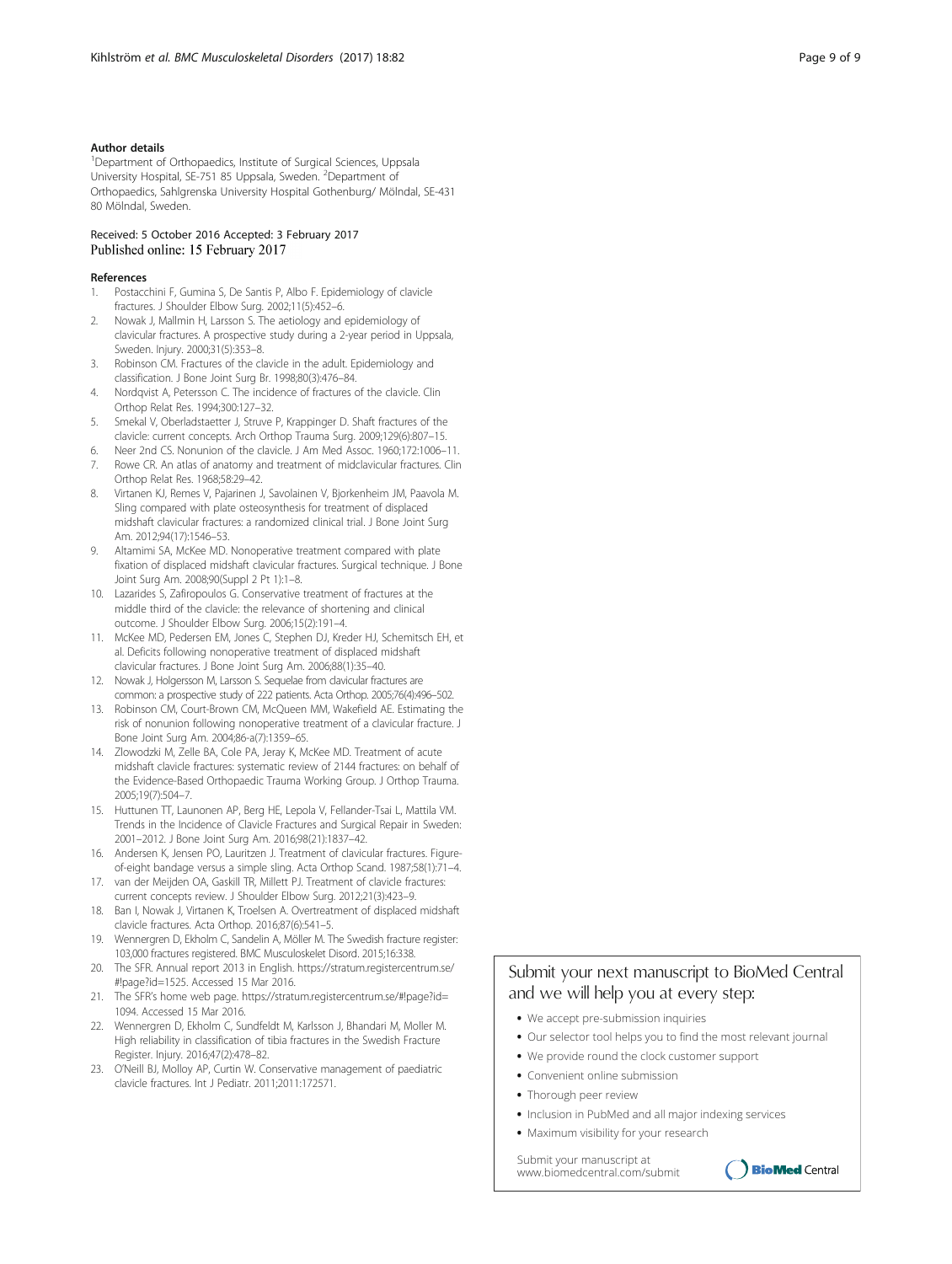#### Author details

[1]Department of Orthopaedics, Institute of Surgical Sciences, Uppsala University Hospital, SE-751 85 Uppsala, Sweden. [2]Department of Orthopaedics, Sahlgrenska University Hospital Gothenburg/ Mölndal, SE-431 80 Mölndal, Sweden.

Received: 5 October 2016 Accepted: 3 February 2017
Published online: 15 February 2017

#### References

1. Postacchini F, Gumina S, De Santis P, Albo F. Epidemiology of clavicle fractures. J Shoulder Elbow Surg. 2002;11(5):452–6.
2. Nowak J, Mallmin H, Larsson S. The aetiology and epidemiology of clavicular fractures. A prospective study during a 2-year period in Uppsala, Sweden. Injury. 2000;31(5):353–8.
3. Robinson CM. Fractures of the clavicle in the adult. Epidemiology and classification. J Bone Joint Surg Br. 1998;80(3):476–84.
4. Nordqvist A, Petersson C. The incidence of fractures of the clavicle. Clin Orthop Relat Res. 1994;300:127–32.
5. Smekal V, Oberladstaetter J, Struve P, Krappinger D. Shaft fractures of the clavicle: current concepts. Arch Orthop Trauma Surg. 2009;129(6):807–15.
6. Neer 2nd CS. Nonunion of the clavicle. J Am Med Assoc. 1960;172:1006–11.
7. Rowe CR. An atlas of anatomy and treatment of midclavicular fractures. Clin Orthop Relat Res. 1968;58:29–42.
8. Virtanen KJ, Remes V, Pajarinen J, Savolainen V, Bjorkenheim JM, Paavola M. Sling compared with plate osteosynthesis for treatment of displaced midshaft clavicular fractures: a randomized clinical trial. J Bone Joint Surg Am. 2012;94(17):1546–53.
9. Altamimi SA, McKee MD. Nonoperative treatment compared with plate fixation of displaced midshaft clavicular fractures. Surgical technique. J Bone Joint Surg Am. 2008;90(Suppl 2 Pt 1):1–8.
10. Lazarides S, Zafiropoulos G. Conservative treatment of fractures at the middle third of the clavicle: the relevance of shortening and clinical outcome. J Shoulder Elbow Surg. 2006;15(2):191–4.
11. McKee MD, Pedersen EM, Jones C, Stephen DJ, Kreder HJ, Schemitsch EH, et al. Deficits following nonoperative treatment of displaced midshaft clavicular fractures. J Bone Joint Surg Am. 2006;88(1):35–40.
12. Nowak J, Holgersson M, Larsson S. Sequelae from clavicular fractures are common: a prospective study of 222 patients. Acta Orthop. 2005;76(4):496–502.
13. Robinson CM, Court-Brown CM, McQueen MM, Wakefield AE. Estimating the risk of nonunion following nonoperative treatment of a clavicular fracture. J Bone Joint Surg Am. 2004;86-a(7):1359–65.
14. Zlowodzki M, Zelle BA, Cole PA, Jeray K, McKee MD. Treatment of acute midshaft clavicle fractures: systematic review of 2144 fractures: on behalf of the Evidence-Based Orthopaedic Trauma Working Group. J Orthop Trauma. 2005;19(7):504–7.
15. Huttunen TT, Launonen AP, Berg HE, Lepola V, Fellander-Tsai L, Mattila VM. Trends in the Incidence of Clavicle Fractures and Surgical Repair in Sweden: 2001–2012. J Bone Joint Surg Am. 2016;98(21):1837–42.
16. Andersen K, Jensen PO, Lauritzen J. Treatment of clavicular fractures. Figure-of-eight bandage versus a simple sling. Acta Orthop Scand. 1987;58(1):71–4.
17. van der Meijden OA, Gaskill TR, Millett PJ. Treatment of clavicle fractures: current concepts review. J Shoulder Elbow Surg. 2012;21(3):423–9.
18. Ban I, Nowak J, Virtanen K, Troelsen A. Overtreatment of displaced midshaft clavicle fractures. Acta Orthop. 2016;87(6):541–5.
19. Wennergren D, Ekholm C, Sandelin A, Möller M. The Swedish fracture register: 103,000 fractures registered. BMC Musculoskelet Disord. 2015;16:338.
20. The SFR. Annual report 2013 in English. https://stratum.registercentrum.se/#!page?id=1525. Accessed 15 Mar 2016.
21. The SFR's home web page. https://stratum.registercentrum.se/#!page?id=1094. Accessed 15 Mar 2016.
22. Wennergren D, Ekholm C, Sundfeldt M, Karlsson J, Bhandari M, Moller M. High reliability in classification of tibia fractures in the Swedish Fracture Register. Injury. 2016;47(2):478–82.
23. O'Neill BJ, Molloy AP, Curtin W. Conservative management of paediatric clavicle fractures. Int J Pediatr. 2011;2011:172571.

Submit your next manuscript to BioMed Central and we will help you at every step:

- We accept pre-submission inquiries
- Our selector tool helps you to find the most relevant journal
- We provide round the clock customer support
- Convenient online submission
- Thorough peer review
- Inclusion in PubMed and all major indexing services
- Maximum visibility for your research

Submit your manuscript at
www.biomedcentral.com/submit

BioMed Central